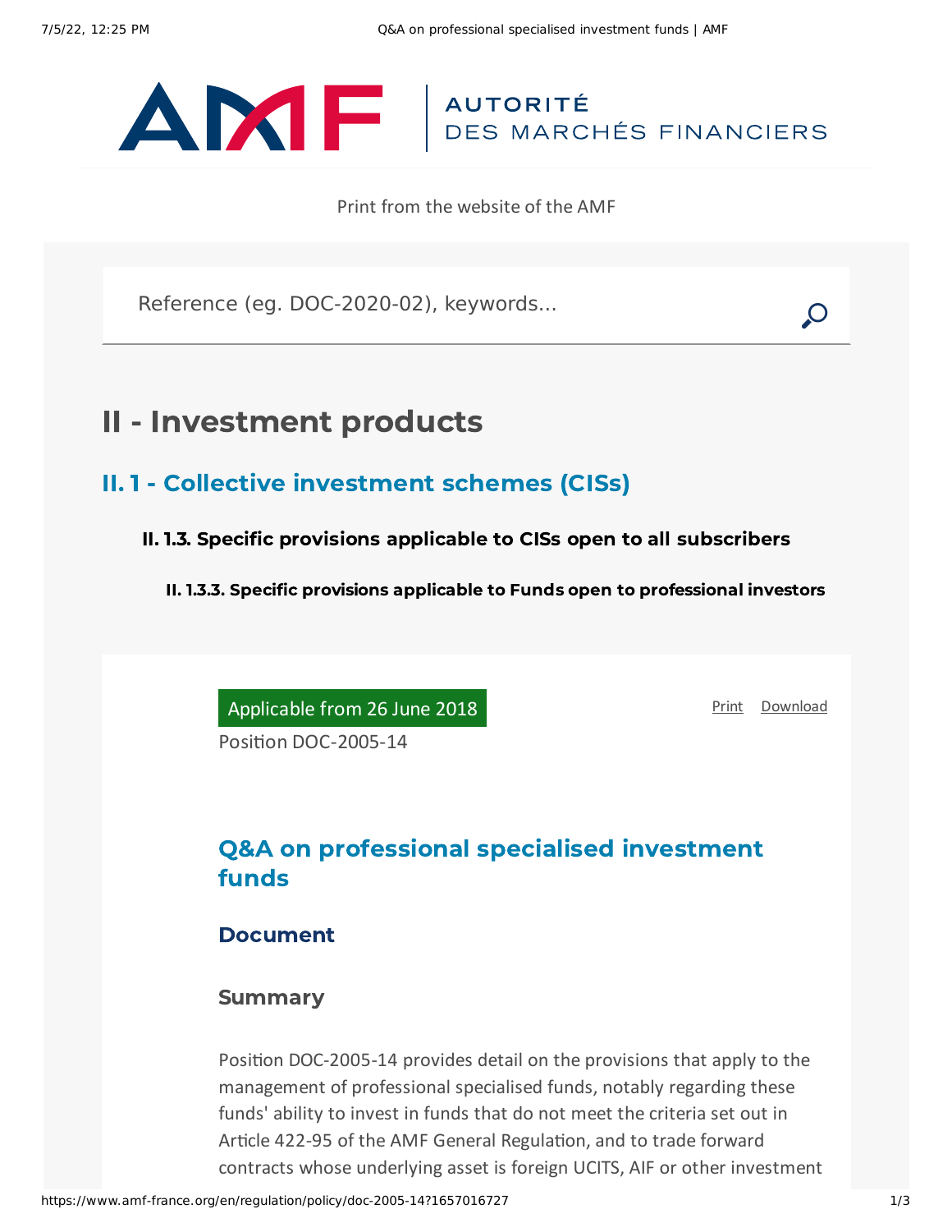Print from the website of the AMF

# II - Investment products

## II. 1 - Collective investment schemes (CISs)

### II. 1.3. Specific provisions applicable to CISs open to all subscribers

#### II. 1.3.3. Specific provisions applicable to Funds open to professional investors

Applicable from 26 June 2018

Position DOC-2005-14

## Q&A on professional specialised investment funds

### Document

#### Summary

Position DOC-2005-14 provides detail on the provisions that apply to the management of professional specialised funds, notably regarding these funds' ability to invest in funds that do not meet the criteria set out in Article 422-95 of the AMF General Regulation, and to trade forward contracts whose underlying asset is foreign UCITS, AIF or other investment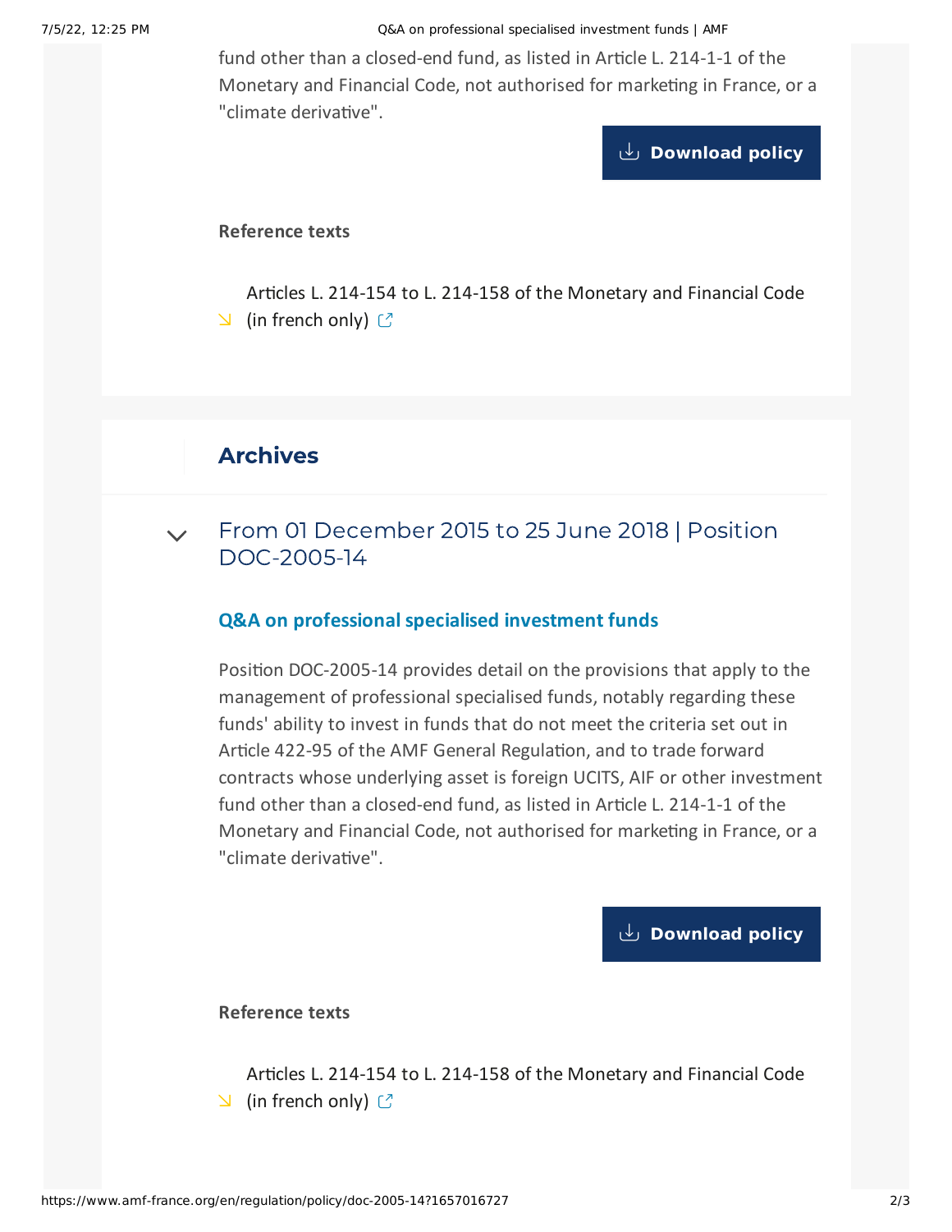fund other than a closed-end fund, as listed in Article L. 214-1-1 of the Monetary and Financial Code, not authorised for marketing in France, or a "climate derivative".

Download policy

**Reference texts**

- Articles L. 214-154 to L. 214-158 of the Monetary and Financial Code (in french only)

## Archives

### From 01 December 2015 to 25 June 2018 | Position DOC-2005-14

**Q&A on professional specialised investment funds**

Position DOC-2005-14 provides detail on the provisions that apply to the management of professional specialised funds, notably regarding these funds' ability to invest in funds that do not meet the criteria set out in Article 422-95 of the AMF General Regulation, and to trade forward contracts whose underlying asset is foreign UCITS, AIF or other investment fund other than a closed-end fund, as listed in Article L. 214-1-1 of the Monetary and Financial Code, not authorised for marketing in France, or a "climate derivative".

Download policy

**Reference texts**

- Articles L. 214-154 to L. 214-158 of the Monetary and Financial Code (in french only)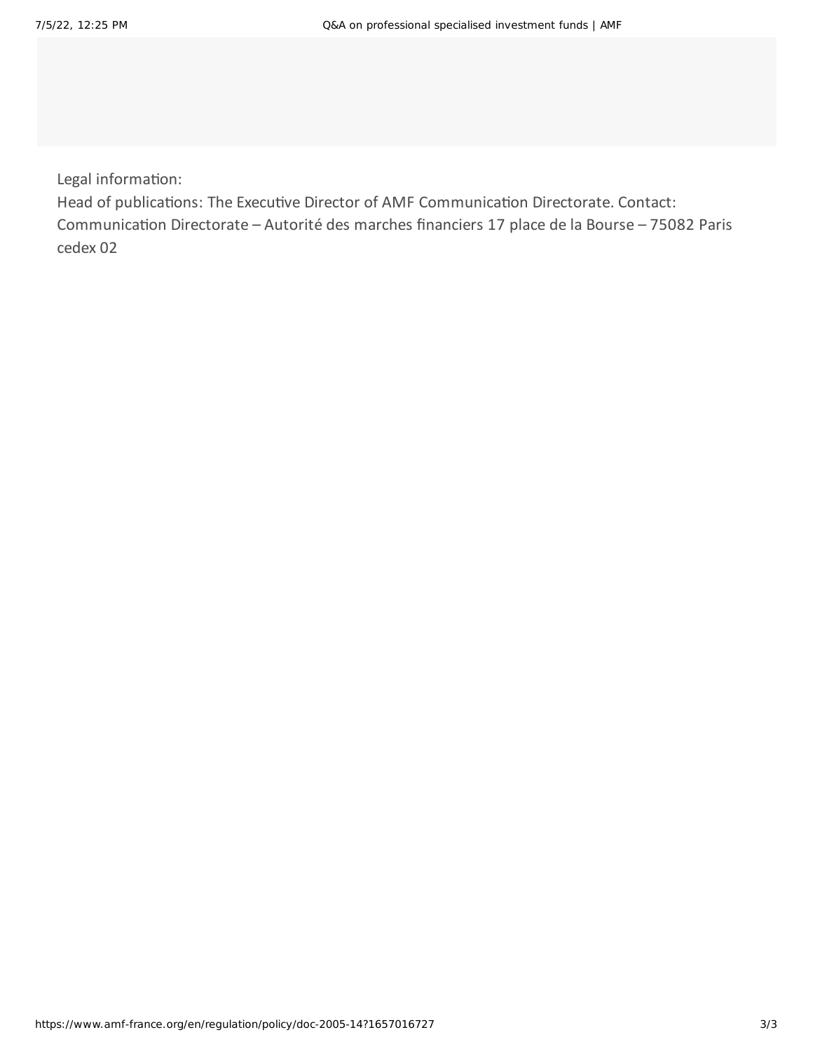Legal information:

Head of publications: The Executive Director of AMF Communication Directorate. Contact: Communication Directorate – Autorité des marches financiers 17 place de la Bourse – 75082 Paris cedex 02